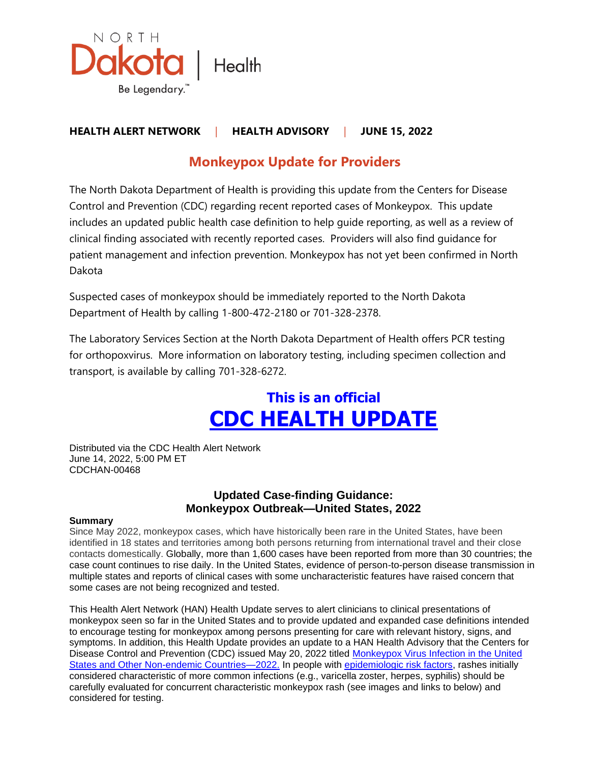**HEALTH ALERT NETWORK** | **HEALTH ADVISORY** | **JUNE 15, 2022**

## Monkeypox Update for Providers

The North Dakota Department of Health is providing this update from the Centers for Disease Control and Prevention (CDC) regarding recent reported cases of Monkeypox. This update includes an updated public health case definition to help guide reporting, as well as a review of clinical finding associated with recently reported cases. Providers will also find guidance for patient management and infection prevention. Monkeypox has not yet been confirmed in North Dakota

Suspected cases of monkeypox should be immediately reported to the North Dakota Department of Health by calling 1-800-472-2180 or 701-328-2378.

The Laboratory Services Section at the North Dakota Department of Health offers PCR testing for orthopoxvirus. More information on laboratory testing, including specimen collection and transport, is available by calling 701-328-6272.

**This is an official**

# CDC HEALTH UPDATE

Distributed via the CDC Health Alert Network
June 14, 2022, 5:00 PM ET
CDCHAN-00468

### Updated Case-finding Guidance: Monkeypox Outbreak—United States, 2022

**Summary**

Since May 2022, monkeypox cases, which have historically been rare in the United States, have been identified in 18 states and territories among both persons returning from international travel and their close contacts domestically. Globally, more than 1,600 cases have been reported from more than 30 countries; the case count continues to rise daily. In the United States, evidence of person-to-person disease transmission in multiple states and reports of clinical cases with some uncharacteristic features have raised concern that some cases are not being recognized and tested.

This Health Alert Network (HAN) Health Update serves to alert clinicians to clinical presentations of monkeypox seen so far in the United States and to provide updated and expanded case definitions intended to encourage testing for monkeypox among persons presenting for care with relevant history, signs, and symptoms. In addition, this Health Update provides an update to a HAN Health Advisory that the Centers for Disease Control and Prevention (CDC) issued May 20, 2022 titled Monkeypox Virus Infection in the United States and Other Non-endemic Countries—2022. In people with epidemiologic risk factors, rashes initially considered characteristic of more common infections (e.g., varicella zoster, herpes, syphilis) should be carefully evaluated for concurrent characteristic monkeypox rash (see images and links to below) and considered for testing.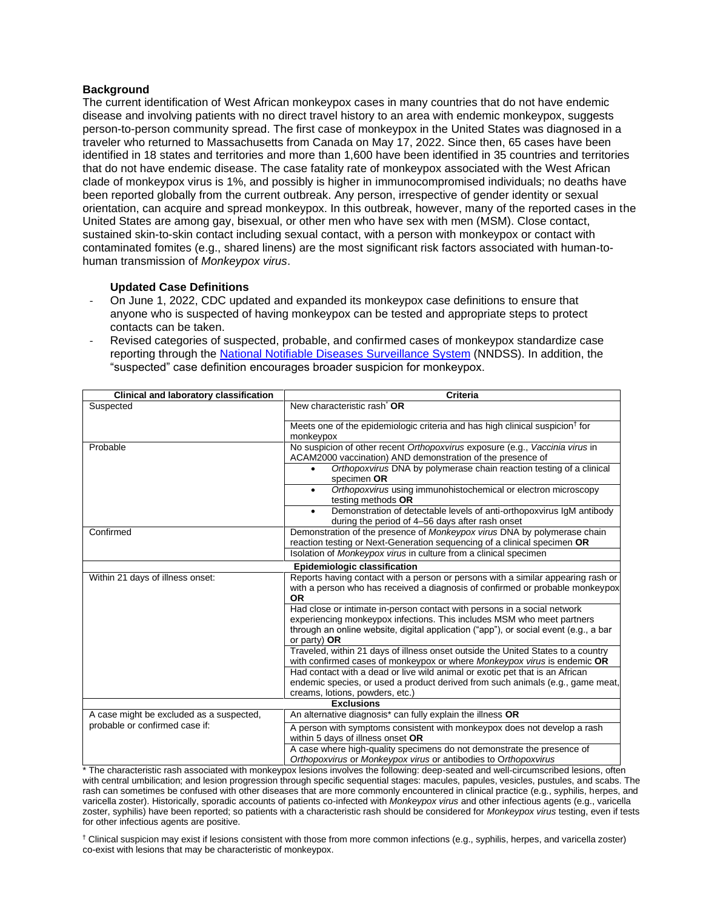## Background

The current identification of West African monkeypox cases in many countries that do not have endemic disease and involving patients with no direct travel history to an area with endemic monkeypox, suggests person-to-person community spread. The first case of monkeypox in the United States was diagnosed in a traveler who returned to Massachusetts from Canada on May 17, 2022. Since then, 65 cases have been identified in 18 states and territories and more than 1,600 have been identified in 35 countries and territories that do not have endemic disease. The case fatality rate of monkeypox associated with the West African clade of monkeypox virus is 1%, and possibly is higher in immunocompromised individuals; no deaths have been reported globally from the current outbreak. Any person, irrespective of gender identity or sexual orientation, can acquire and spread monkeypox. In this outbreak, however, many of the reported cases in the United States are among gay, bisexual, or other men who have sex with men (MSM). Close contact, sustained skin-to-skin contact including sexual contact, with a person with monkeypox or contact with contaminated fomites (e.g., shared linens) are the most significant risk factors associated with human-to-human transmission of *Monkeypox virus*.

### Updated Case Definitions

- On June 1, 2022, CDC updated and expanded its monkeypox case definitions to ensure that anyone who is suspected of having monkeypox can be tested and appropriate steps to protect contacts can be taken.
- Revised categories of suspected, probable, and confirmed cases of monkeypox standardize case reporting through the [National Notifiable Diseases Surveillance System](https://ndc.services.cdc.gov/) (NNDSS). In addition, the "suspected" case definition encourages broader suspicion for monkeypox.

| Clinical and laboratory classification | Criteria |
|---|---|
| Suspected | New characteristic rash* **OR** |
| | Meets one of the epidemiologic criteria and has high clinical suspicion† for monkeypox |
| Probable | No suspicion of other recent *Orthopoxvirus* exposure (e.g., *Vaccinia virus* in ACAM2000 vaccination) AND demonstration of the presence of |
| | • *Orthopoxvirus* DNA by polymerase chain reaction testing of a clinical specimen **OR** |
| | • *Orthopoxvirus* using immunohistochemical or electron microscopy testing methods **OR** |
| | • Demonstration of detectable levels of anti-orthopoxvirus IgM antibody during the period of 4–56 days after rash onset |
| Confirmed | Demonstration of the presence of *Monkeypox virus* DNA by polymerase chain reaction testing or Next-Generation sequencing of a clinical specimen **OR** |
| | Isolation of *Monkeypox virus* in culture from a clinical specimen |
| **Epidemiologic classification** | |
| Within 21 days of illness onset: | Reports having contact with a person or persons with a similar appearing rash or with a person who has received a diagnosis of confirmed or probable monkeypox **OR** |
| | Had close or intimate in-person contact with persons in a social network experiencing monkeypox infections. This includes MSM who meet partners through an online website, digital application ("app"), or social event (e.g., a bar or party) **OR** |
| | Traveled, within 21 days of illness onset outside the United States to a country with confirmed cases of monkeypox or where *Monkeypox virus* is endemic **OR** |
| | Had contact with a dead or live wild animal or exotic pet that is an African endemic species, or used a product derived from such animals (e.g., game meat, creams, lotions, powders, etc.) |
| **Exclusions** | |
| A case might be excluded as a suspected, probable or confirmed case if: | An alternative diagnosis* can fully explain the illness **OR** |
| | A person with symptoms consistent with monkeypox does not develop a rash within 5 days of illness onset **OR** |
| | A case where high-quality specimens do not demonstrate the presence of *Orthopoxvirus* or *Monkeypox virus* or antibodies to *Orthopoxvirus* |

\* The characteristic rash associated with monkeypox lesions involves the following: deep-seated and well-circumscribed lesions, often with central umbilication; and lesion progression through specific sequential stages: macules, papules, vesicles, pustules, and scabs. The rash can sometimes be confused with other diseases that are more commonly encountered in clinical practice (e.g., syphilis, herpes, and varicella zoster). Historically, sporadic accounts of patients co-infected with *Monkeypox virus* and other infectious agents (e.g., varicella zoster, syphilis) have been reported; so patients with a characteristic rash should be considered for *Monkeypox virus* testing, even if tests for other infectious agents are positive.

† Clinical suspicion may exist if lesions consistent with those from more common infections (e.g., syphilis, herpes, and varicella zoster) co-exist with lesions that may be characteristic of monkeypox.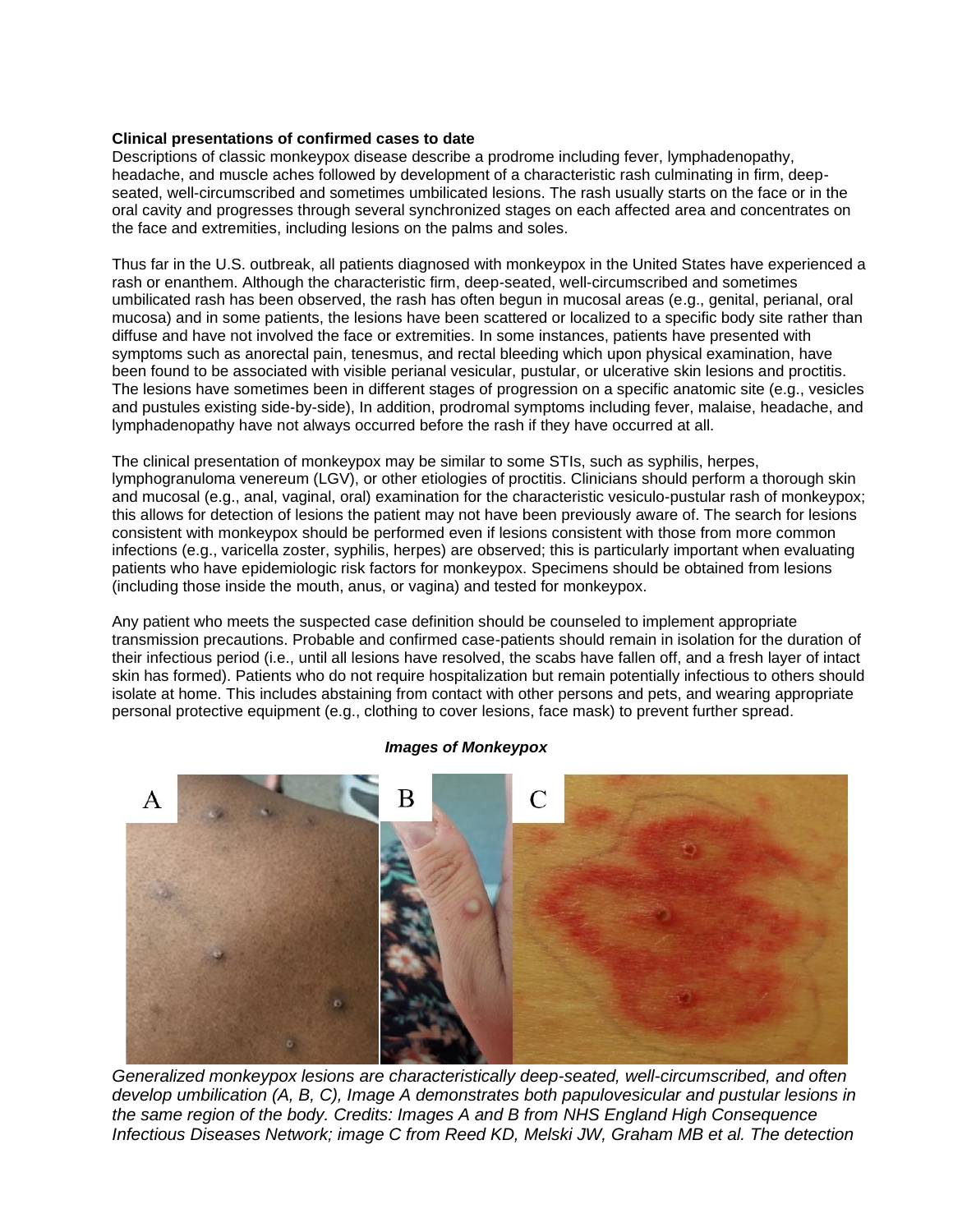**Clinical presentations of confirmed cases to date**

Descriptions of classic monkeypox disease describe a prodrome including fever, lymphadenopathy, headache, and muscle aches followed by development of a characteristic rash culminating in firm, deep-seated, well-circumscribed and sometimes umbilicated lesions. The rash usually starts on the face or in the oral cavity and progresses through several synchronized stages on each affected area and concentrates on the face and extremities, including lesions on the palms and soles.

Thus far in the U.S. outbreak, all patients diagnosed with monkeypox in the United States have experienced a rash or enanthem. Although the characteristic firm, deep-seated, well-circumscribed and sometimes umbilicated rash has been observed, the rash has often begun in mucosal areas (e.g., genital, perianal, oral mucosa) and in some patients, the lesions have been scattered or localized to a specific body site rather than diffuse and have not involved the face or extremities. In some instances, patients have presented with symptoms such as anorectal pain, tenesmus, and rectal bleeding which upon physical examination, have been found to be associated with visible perianal vesicular, pustular, or ulcerative skin lesions and proctitis. The lesions have sometimes been in different stages of progression on a specific anatomic site (e.g., vesicles and pustules existing side-by-side), In addition, prodromal symptoms including fever, malaise, headache, and lymphadenopathy have not always occurred before the rash if they have occurred at all.

The clinical presentation of monkeypox may be similar to some STIs, such as syphilis, herpes, lymphogranuloma venereum (LGV), or other etiologies of proctitis. Clinicians should perform a thorough skin and mucosal (e.g., anal, vaginal, oral) examination for the characteristic vesiculo-pustular rash of monkeypox; this allows for detection of lesions the patient may not have been previously aware of. The search for lesions consistent with monkeypox should be performed even if lesions consistent with those from more common infections (e.g., varicella zoster, syphilis, herpes) are observed; this is particularly important when evaluating patients who have epidemiologic risk factors for monkeypox. Specimens should be obtained from lesions (including those inside the mouth, anus, or vagina) and tested for monkeypox.

Any patient who meets the suspected case definition should be counseled to implement appropriate transmission precautions. Probable and confirmed case-patients should remain in isolation for the duration of their infectious period (i.e., until all lesions have resolved, the scabs have fallen off, and a fresh layer of intact skin has formed). Patients who do not require hospitalization but remain potentially infectious to others should isolate at home. This includes abstaining from contact with other persons and pets, and wearing appropriate personal protective equipment (e.g., clothing to cover lesions, face mask) to prevent further spread.

***Images of Monkeypox***

*Generalized monkeypox lesions are characteristically deep-seated, well-circumscribed, and often develop umbilication (A, B, C), Image A demonstrates both papulovesicular and pustular lesions in the same region of the body. Credits: Images A and B from NHS England High Consequence Infectious Diseases Network; image C from Reed KD, Melski JW, Graham MB et al. The detection*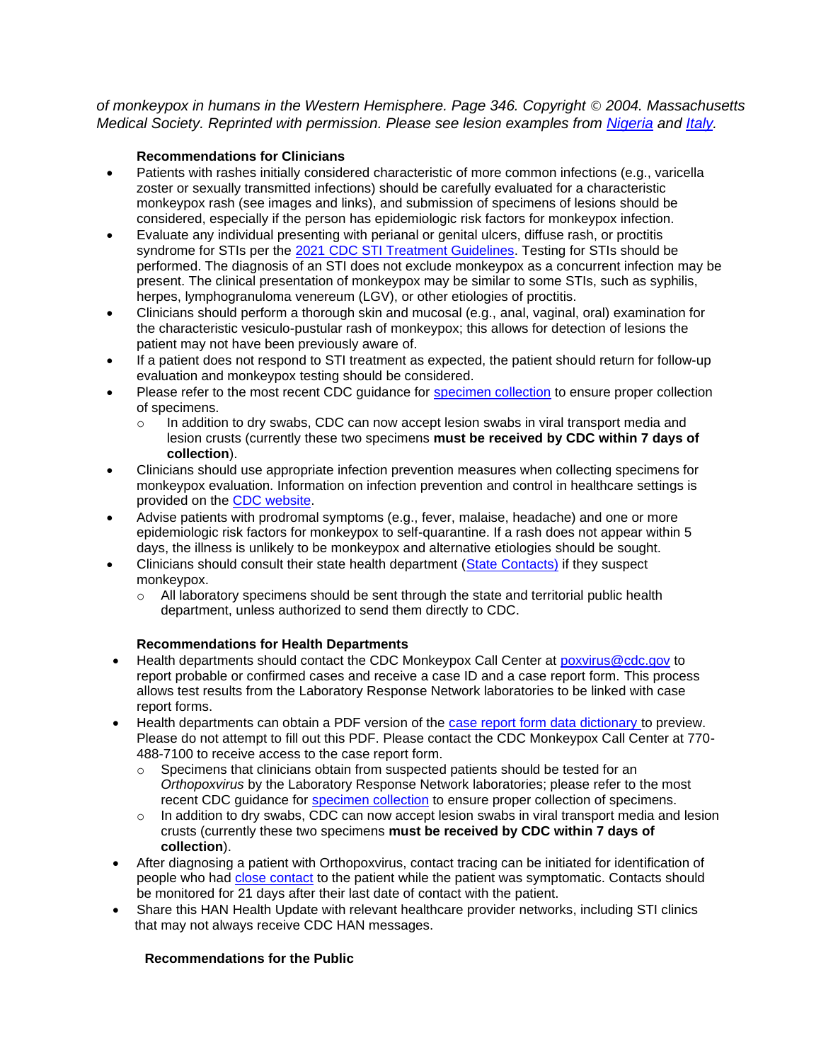*of monkeypox in humans in the Western Hemisphere. Page 346. Copyright © 2004. Massachusetts Medical Society. Reprinted with permission. Please see lesion examples from [Nigeria](#) and [Italy](#).*

**Recommendations for Clinicians**

- Patients with rashes initially considered characteristic of more common infections (e.g., varicella zoster or sexually transmitted infections) should be carefully evaluated for a characteristic monkeypox rash (see images and links), and submission of specimens of lesions should be considered, especially if the person has epidemiologic risk factors for monkeypox infection.
- Evaluate any individual presenting with perianal or genital ulcers, diffuse rash, or proctitis syndrome for STIs per the [2021 CDC STI Treatment Guidelines](#). Testing for STIs should be performed. The diagnosis of an STI does not exclude monkeypox as a concurrent infection may be present. The clinical presentation of monkeypox may be similar to some STIs, such as syphilis, herpes, lymphogranuloma venereum (LGV), or other etiologies of proctitis.
- Clinicians should perform a thorough skin and mucosal (e.g., anal, vaginal, oral) examination for the characteristic vesiculo-pustular rash of monkeypox; this allows for detection of lesions the patient may not have been previously aware of.
- If a patient does not respond to STI treatment as expected, the patient should return for follow-up evaluation and monkeypox testing should be considered.
- Please refer to the most recent CDC guidance for [specimen collection](#) to ensure proper collection of specimens.
  - In addition to dry swabs, CDC can now accept lesion swabs in viral transport media and lesion crusts (currently these two specimens **must be received by CDC within 7 days of collection**).
- Clinicians should use appropriate infection prevention measures when collecting specimens for monkeypox evaluation. Information on infection prevention and control in healthcare settings is provided on the [CDC website](#).
- Advise patients with prodromal symptoms (e.g., fever, malaise, headache) and one or more epidemiologic risk factors for monkeypox to self-quarantine. If a rash does not appear within 5 days, the illness is unlikely to be monkeypox and alternative etiologies should be sought.
- Clinicians should consult their state health department ([State Contacts)](#) if they suspect monkeypox.
  - All laboratory specimens should be sent through the state and territorial public health department, unless authorized to send them directly to CDC.

**Recommendations for Health Departments**

- Health departments should contact the CDC Monkeypox Call Center at [poxvirus@cdc.gov](mailto:poxvirus@cdc.gov) to report probable or confirmed cases and receive a case ID and a case report form. This process allows test results from the Laboratory Response Network laboratories to be linked with case report forms.
- Health departments can obtain a PDF version of the [case report form data dictionary](#) to preview. Please do not attempt to fill out this PDF. Please contact the CDC Monkeypox Call Center at 770-488-7100 to receive access to the case report form.
  - Specimens that clinicians obtain from suspected patients should be tested for an *Orthopoxvirus* by the Laboratory Response Network laboratories; please refer to the most recent CDC guidance for [specimen collection](#) to ensure proper collection of specimens.
  - In addition to dry swabs, CDC can now accept lesion swabs in viral transport media and lesion crusts (currently these two specimens **must be received by CDC within 7 days of collection**).
- After diagnosing a patient with Orthopoxvirus, contact tracing can be initiated for identification of people who had [close contact](#) to the patient while the patient was symptomatic. Contacts should be monitored for 21 days after their last date of contact with the patient.
- Share this HAN Health Update with relevant healthcare provider networks, including STI clinics that may not always receive CDC HAN messages.

**Recommendations for the Public**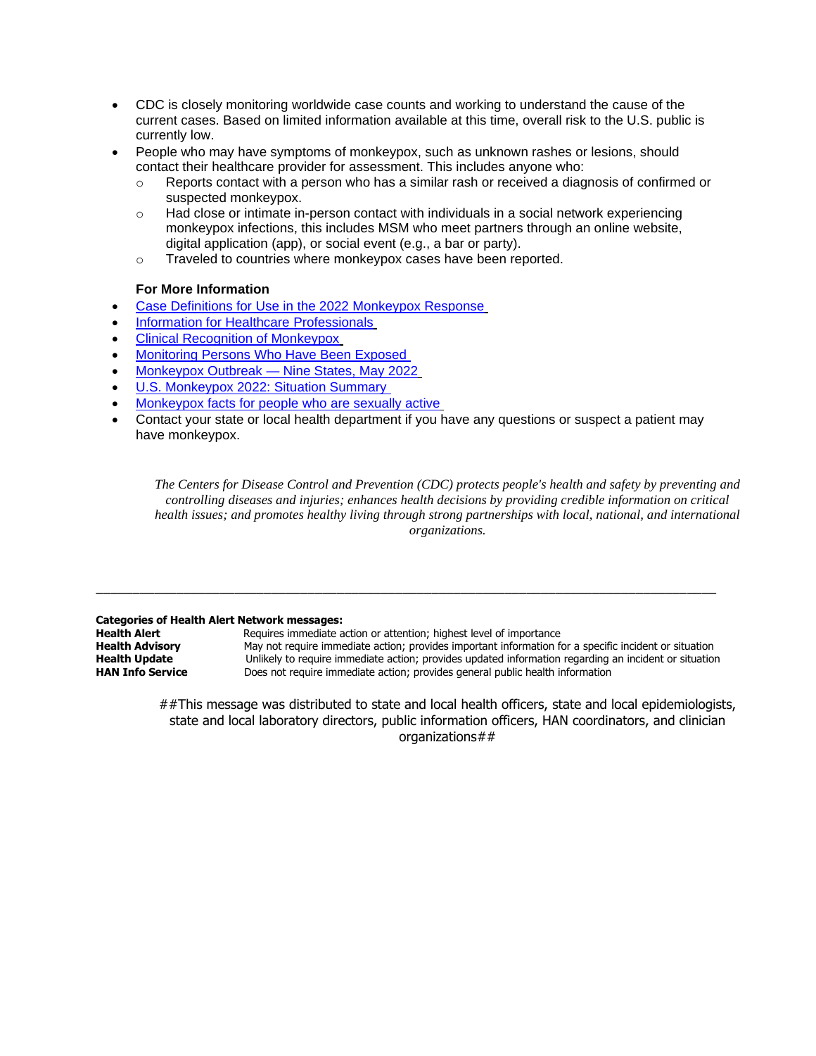- CDC is closely monitoring worldwide case counts and working to understand the cause of the current cases. Based on limited information available at this time, overall risk to the U.S. public is currently low.
- People who may have symptoms of monkeypox, such as unknown rashes or lesions, should contact their healthcare provider for assessment. This includes anyone who:
  - Reports contact with a person who has a similar rash or received a diagnosis of confirmed or suspected monkeypox.
  - Had close or intimate in-person contact with individuals in a social network experiencing monkeypox infections, this includes MSM who meet partners through an online website, digital application (app), or social event (e.g., a bar or party).
  - Traveled to countries where monkeypox cases have been reported.

**For More Information**

- Case Definitions for Use in the 2022 Monkeypox Response
- Information for Healthcare Professionals
- Clinical Recognition of Monkeypox
- Monitoring Persons Who Have Been Exposed
- Monkeypox Outbreak — Nine States, May 2022
- U.S. Monkeypox 2022: Situation Summary
- Monkeypox facts for people who are sexually active
- Contact your state or local health department if you have any questions or suspect a patient may have monkeypox.

*The Centers for Disease Control and Prevention (CDC) protects people's health and safety by preventing and controlling diseases and injuries; enhances health decisions by providing credible information on critical health issues; and promotes healthy living through strong partnerships with local, national, and international organizations.*

---

**Categories of Health Alert Network messages:**

| | |
|---|---|
| **Health Alert** | Requires immediate action or attention; highest level of importance |
| **Health Advisory** | May not require immediate action; provides important information for a specific incident or situation |
| **Health Update** | Unlikely to require immediate action; provides updated information regarding an incident or situation |
| **HAN Info Service** | Does not require immediate action; provides general public health information |

##This message was distributed to state and local health officers, state and local epidemiologists, state and local laboratory directors, public information officers, HAN coordinators, and clinician organizations##